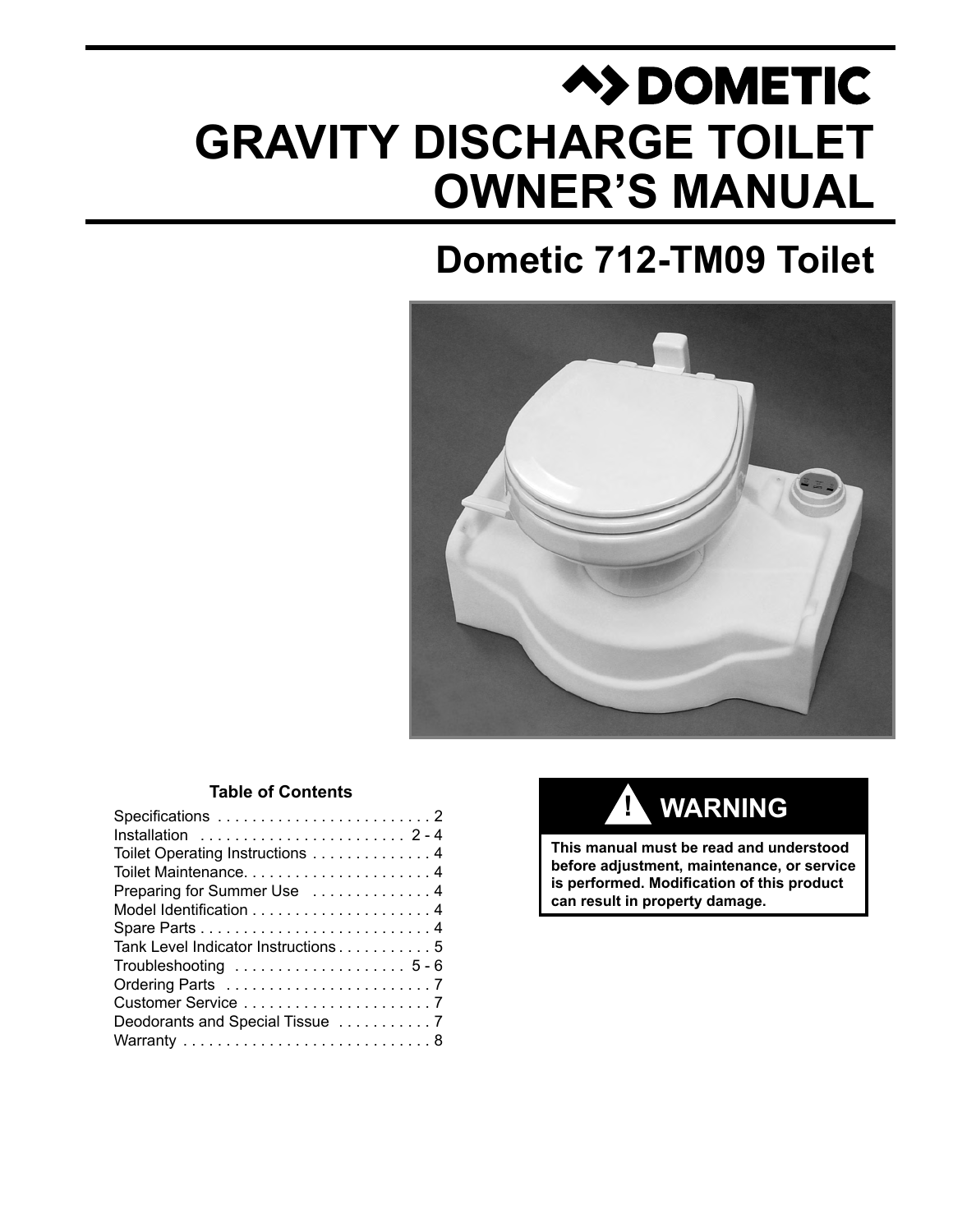# DOMETIC

# GRAVITY DISCHARGE TOILET OWNER'S MANUAL

## Dometic 712-TM09 Toilet

**Table of Contents**

| | |
|---|---|
| Specifications | 2 |
| Installation | 2 - 4 |
| Toilet Operating Instructions | 4 |
| Toilet Maintenance | 4 |
| Preparing for Summer Use | 4 |
| Model Identification | 4 |
| Spare Parts | 4 |
| Tank Level Indicator Instructions | 5 |
| Troubleshooting | 5 - 6 |
| Ordering Parts | 7 |
| Customer Service | 7 |
| Deodorants and Special Tissue | 7 |
| Warranty | 8 |

**! WARNING**

**This manual must be read and understood before adjustment, maintenance, or service is performed. Modification of this product can result in property damage.**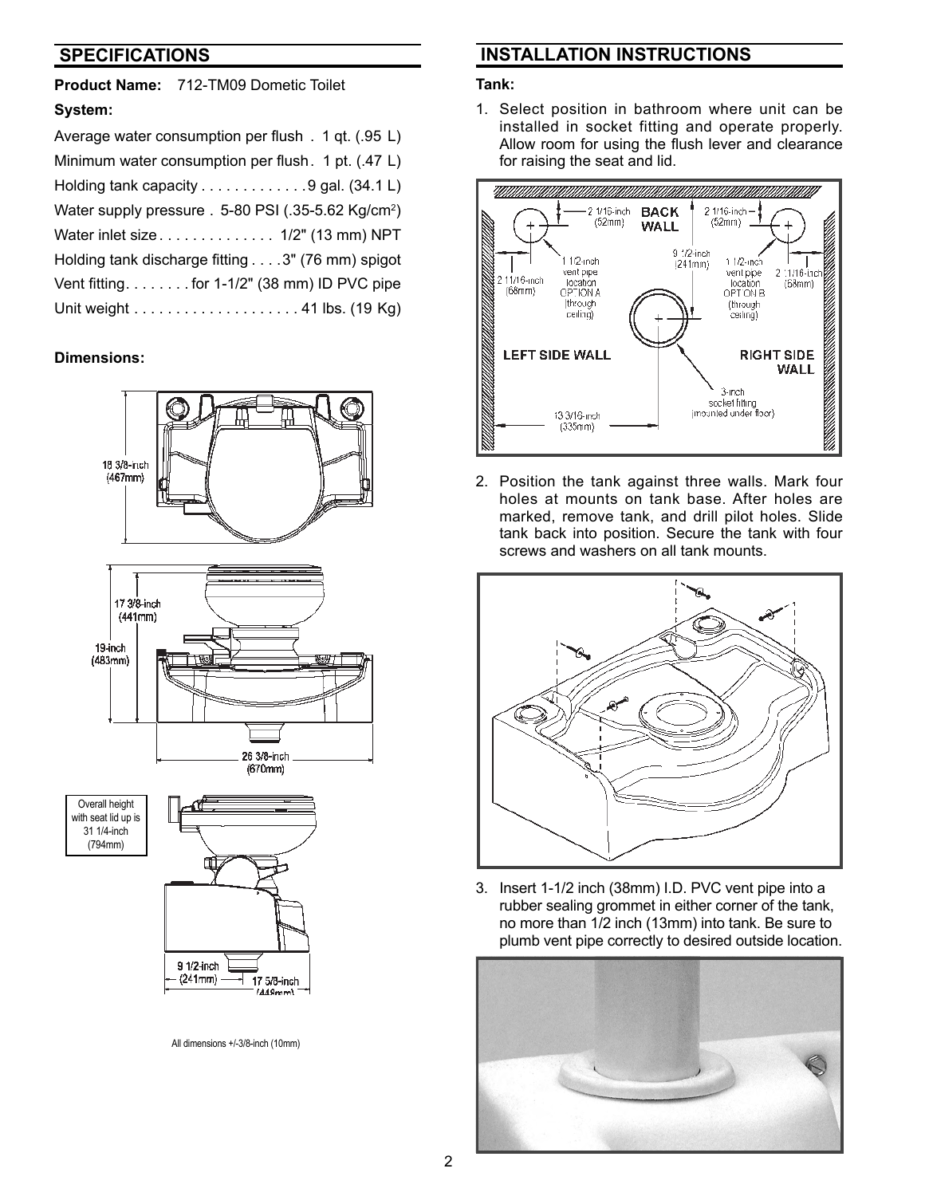## SPECIFICATIONS

**Product Name:** 712-TM09 Dometic Toilet

**System:**

Average water consumption per flush . 1 qt. (.95 L)

Minimum water consumption per flush . 1 pt. (.47 L)

Holding tank capacity . . . . . . . . . . . . . 9 gal. (34.1 L)

Water supply pressure . 5-80 PSI (.35-5.62 Kg/cm$^2$)

Water inlet size . . . . . . . . . . . . . . 1/2" (13 mm) NPT

Holding tank discharge fitting . . . . 3" (76 mm) spigot

Vent fitting . . . . . . . . for 1-1/2" (38 mm) ID PVC pipe

Unit weight . . . . . . . . . . . . . . . . . . . . 41 lbs. (19 Kg)

**Dimensions:**

18 3/8-inch (467mm)

17 3/8-inch (441mm)

19-inch (483mm)

26 3/8-inch (670mm)

Overall height with seat lid up is 31 1/4-inch (794mm)

9 1/2-inch (241mm)

17 5/8-inch (448mm)

All dimensions +/-3/8-inch (10mm)

## INSTALLATION INSTRUCTIONS

**Tank:**

1. Select position in bathroom where unit can be installed in socket fitting and operate properly. Allow room for using the flush lever and clearance for raising the seat and lid.

BACK WALL; LEFT SIDE WALL; RIGHT SIDE WALL; 2 1/16-inch (52mm); 2 11/16-inch (68mm); 9 1/2-inch (241mm); 1 1/2-inch vent pipe location OPTION A (through ceiling); 1 1/2-inch vent pipe location OPTION B (through ceiling); 13 3/16-inch (335mm); 3-inch socket fitting (mounted under floor)

2. Position the tank against three walls. Mark four holes at mounts on tank base. After holes are marked, remove tank, and drill pilot holes. Slide tank back into position. Secure the tank with four screws and washers on all tank mounts.

3. Insert 1-1/2 inch (38mm) I.D. PVC vent pipe into a rubber sealing grommet in either corner of the tank, no more than 1/2 inch (13mm) into tank. Be sure to plumb vent pipe correctly to desired outside location.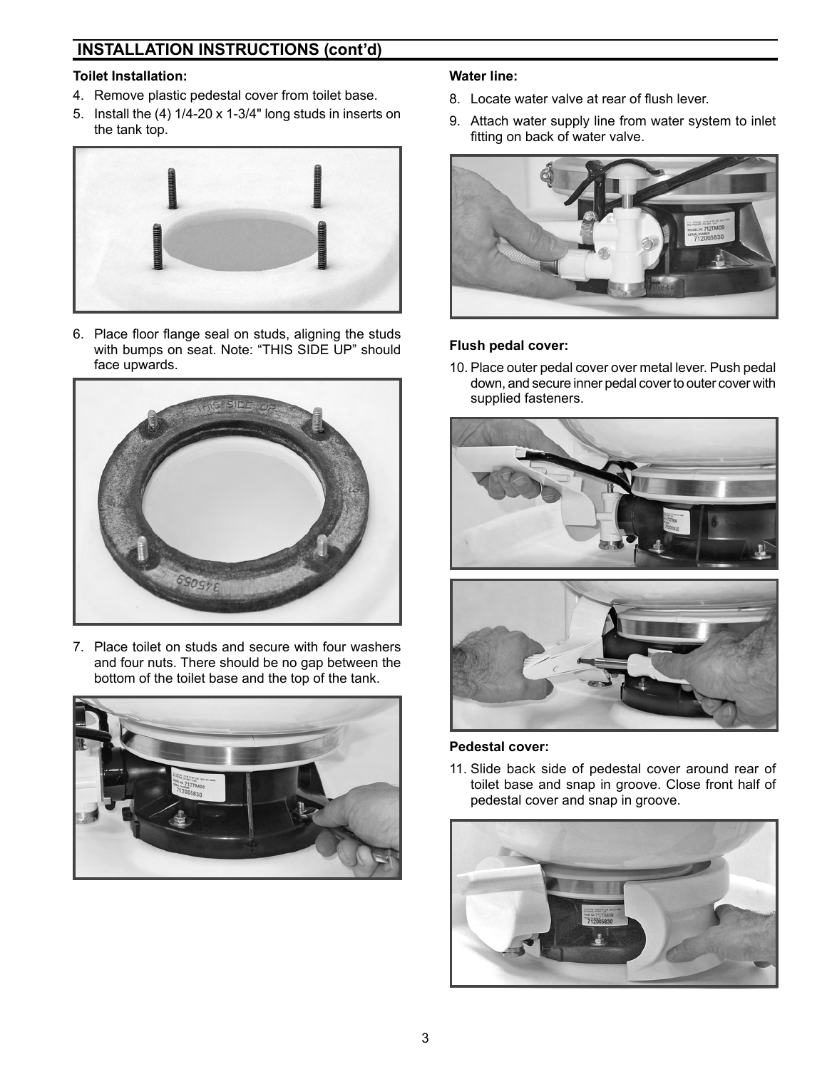## INSTALLATION INSTRUCTIONS (cont'd)

**Toilet Installation:**

4. Remove plastic pedestal cover from toilet base.
5. Install the (4) 1/4-20 x 1-3/4" long studs in inserts on the tank top.
6. Place floor flange seal on studs, aligning the studs with bumps on seat. Note: "THIS SIDE UP" should face upwards.
7. Place toilet on studs and secure with four washers and four nuts. There should be no gap between the bottom of the toilet base and the top of the tank.

**Water line:**

8. Locate water valve at rear of flush lever.
9. Attach water supply line from water system to inlet fitting on back of water valve.

**Flush pedal cover:**

10. Place outer pedal cover over metal lever. Push pedal down, and secure inner pedal cover to outer cover with supplied fasteners.

**Pedestal cover:**

11. Slide back side of pedestal cover around rear of toilet base and snap in groove. Close front half of pedestal cover and snap in groove.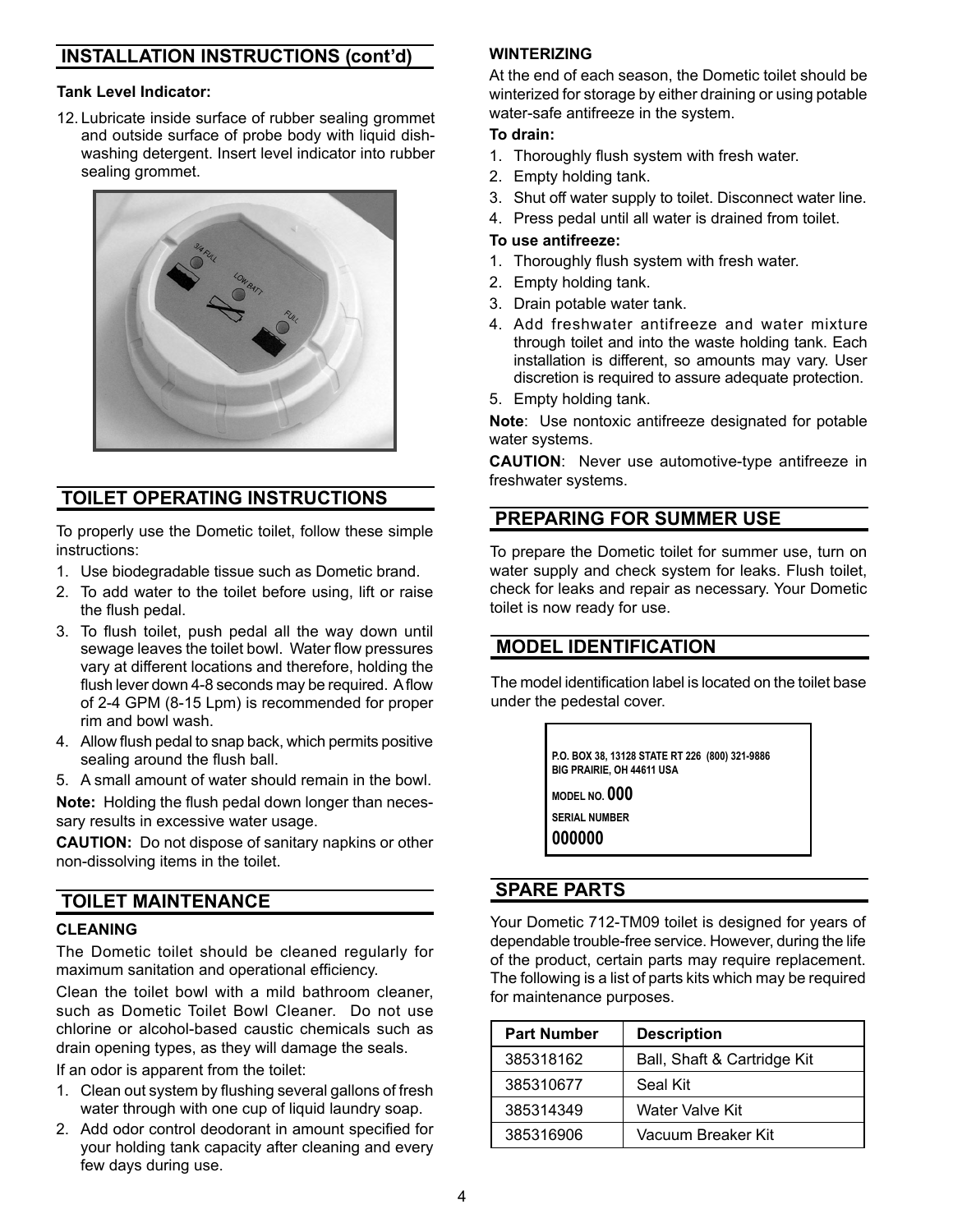## INSTALLATION INSTRUCTIONS (cont'd)

**Tank Level Indicator:**

12. Lubricate inside surface of rubber sealing grommet and outside surface of probe body with liquid dish-washing detergent. Insert level indicator into rubber sealing grommet.

## TOILET OPERATING INSTRUCTIONS

To properly use the Dometic toilet, follow these simple instructions:

1. Use biodegradable tissue such as Dometic brand.
2. To add water to the toilet before using, lift or raise the flush pedal.
3. To flush toilet, push pedal all the way down until sewage leaves the toilet bowl. Water flow pressures vary at different locations and therefore, holding the flush lever down 4-8 seconds may be required. A flow of 2-4 GPM (8-15 Lpm) is recommended for proper rim and bowl wash.
4. Allow flush pedal to snap back, which permits positive sealing around the flush ball.
5. A small amount of water should remain in the bowl.

**Note:** Holding the flush pedal down longer than necessary results in excessive water usage.

**CAUTION:** Do not dispose of sanitary napkins or other non-dissolving items in the toilet.

## TOILET MAINTENANCE

### CLEANING

The Dometic toilet should be cleaned regularly for maximum sanitation and operational efficiency.

Clean the toilet bowl with a mild bathroom cleaner, such as Dometic Toilet Bowl Cleaner. Do not use chlorine or alcohol-based caustic chemicals such as drain opening types, as they will damage the seals.

If an odor is apparent from the toilet:

1. Clean out system by flushing several gallons of fresh water through with one cup of liquid laundry soap.
2. Add odor control deodorant in amount specified for your holding tank capacity after cleaning and every few days during use.

### WINTERIZING

At the end of each season, the Dometic toilet should be winterized for storage by either draining or using potable water-safe antifreeze in the system.

**To drain:**

1. Thoroughly flush system with fresh water.
2. Empty holding tank.
3. Shut off water supply to toilet. Disconnect water line.
4. Press pedal until all water is drained from toilet.

**To use antifreeze:**

1. Thoroughly flush system with fresh water.
2. Empty holding tank.
3. Drain potable water tank.
4. Add freshwater antifreeze and water mixture through toilet and into the waste holding tank. Each installation is different, so amounts may vary. User discretion is required to assure adequate protection.
5. Empty holding tank.

**Note**: Use nontoxic antifreeze designated for potable water systems.

**CAUTION**: Never use automotive-type antifreeze in freshwater systems.

## PREPARING FOR SUMMER USE

To prepare the Dometic toilet for summer use, turn on water supply and check system for leaks. Flush toilet, check for leaks and repair as necessary. Your Dometic toilet is now ready for use.

## MODEL IDENTIFICATION

The model identification label is located on the toilet base under the pedestal cover.

P.O. BOX 38, 13128 STATE RT 226 (800) 321-9886
BIG PRAIRIE, OH 44611 USA

MODEL NO. **000**

SERIAL NUMBER

**000000**

## SPARE PARTS

Your Dometic 712-TM09 toilet is designed for years of dependable trouble-free service. However, during the life of the product, certain parts may require replacement. The following is a list of parts kits which may be required for maintenance purposes.

| Part Number | Description |
|---|---|
| 385318162 | Ball, Shaft & Cartridge Kit |
| 385310677 | Seal Kit |
| 385314349 | Water Valve Kit |
| 385316906 | Vacuum Breaker Kit |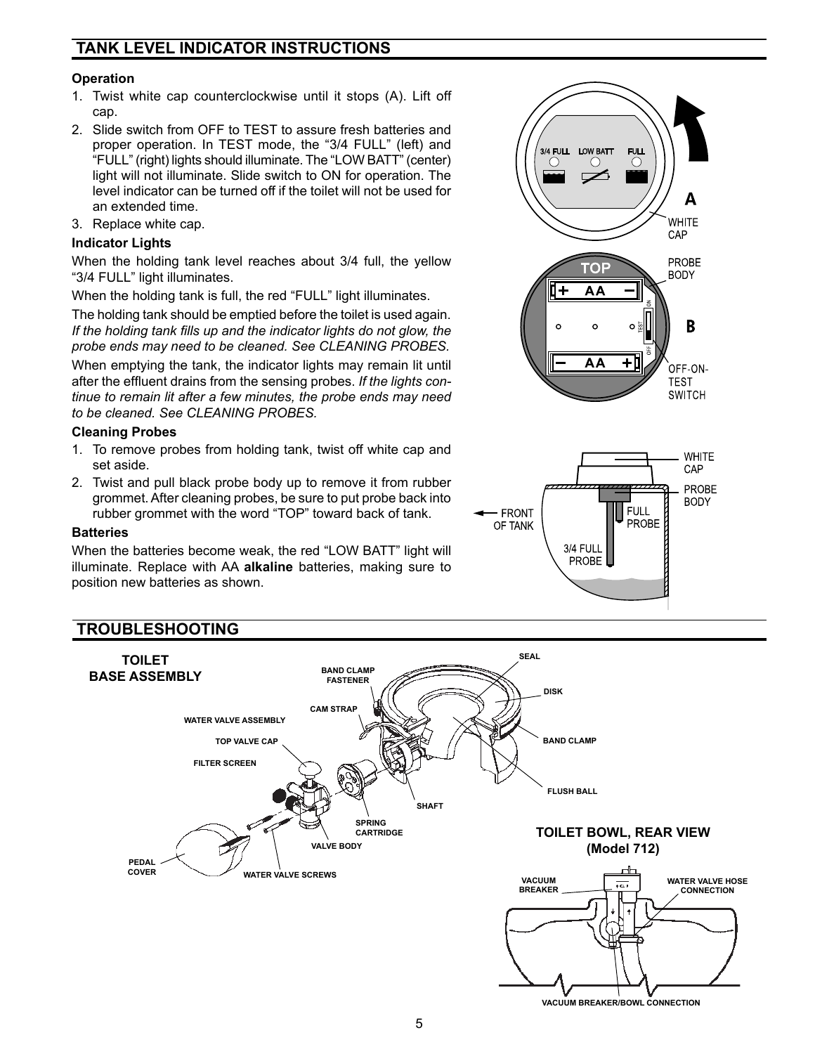## TANK LEVEL INDICATOR INSTRUCTIONS

**Operation**

1. Twist white cap counterclockwise until it stops (A). Lift off cap.
2. Slide switch from OFF to TEST to assure fresh batteries and proper operation. In TEST mode, the "3/4 FULL" (left) and "FULL" (right) lights should illuminate. The "LOW BATT" (center) light will not illuminate. Slide switch to ON for operation. The level indicator can be turned off if the toilet will not be used for an extended time.
3. Replace white cap.

**Indicator Lights**

When the holding tank level reaches about 3/4 full, the yellow "3/4 FULL" light illuminates.

When the holding tank is full, the red "FULL" light illuminates.

The holding tank should be emptied before the toilet is used again. *If the holding tank fills up and the indicator lights do not glow, the probe ends may need to be cleaned. See CLEANING PROBES.*

When emptying the tank, the indicator lights may remain lit until after the effluent drains from the sensing probes. *If the lights continue to remain lit after a few minutes, the probe ends may need to be cleaned. See CLEANING PROBES.*

**Cleaning Probes**

1. To remove probes from holding tank, twist off white cap and set aside.
2. Twist and pull black probe body up to remove it from rubber grommet. After cleaning probes, be sure to put probe back into rubber grommet with the word "TOP" toward back of tank.

**Batteries**

When the batteries become weak, the red "LOW BATT" light will illuminate. Replace with AA **alkaline** batteries, making sure to position new batteries as shown.

## TROUBLESHOOTING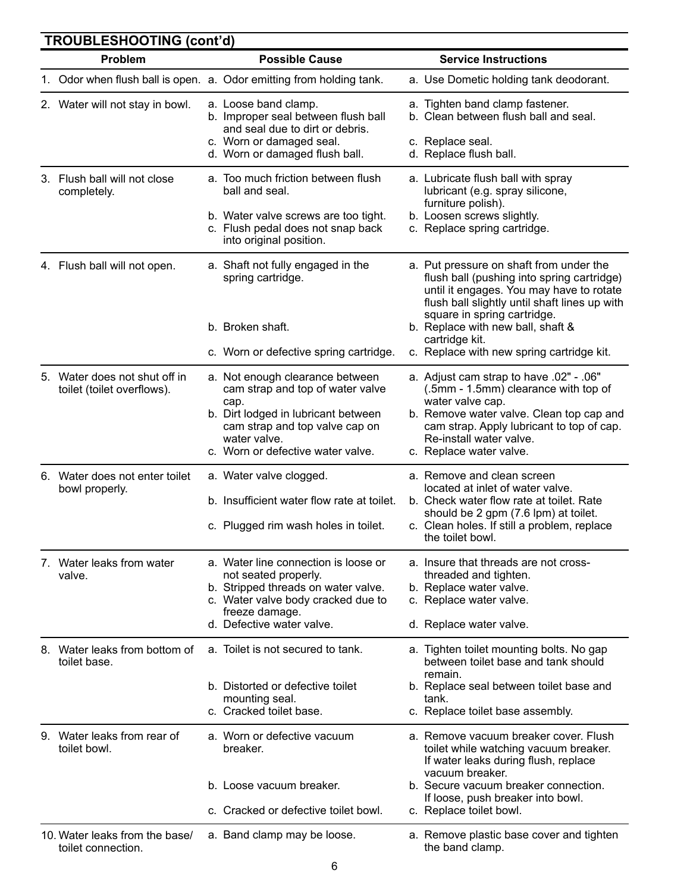## TROUBLESHOOTING (cont'd)

| Problem | Possible Cause | Service Instructions |
|---|---|---|
| 1. Odor when flush ball is open. | a. Odor emitting from holding tank. | a. Use Dometic holding tank deodorant. |
| 2. Water will not stay in bowl. | a. Loose band clamp.<br>b. Improper seal between flush ball and seal due to dirt or debris.<br>c. Worn or damaged seal.<br>d. Worn or damaged flush ball. | a. Tighten band clamp fastener.<br>b. Clean between flush ball and seal.<br>c. Replace seal.<br>d. Replace flush ball. |
| 3. Flush ball will not close completely. | a. Too much friction between flush ball and seal.<br>b. Water valve screws are too tight.<br>c. Flush pedal does not snap back into original position. | a. Lubricate flush ball with spray lubricant (e.g. spray silicone, furniture polish).<br>b. Loosen screws slightly.<br>c. Replace spring cartridge. |
| 4. Flush ball will not open. | a. Shaft not fully engaged in the spring cartridge.<br>b. Broken shaft.<br>c. Worn or defective spring cartridge. | a. Put pressure on shaft from under the flush ball (pushing into spring cartridge) until it engages. You may have to rotate flush ball slightly until shaft lines up with square in spring cartridge.<br>b. Replace with new ball, shaft & cartridge kit.<br>c. Replace with new spring cartridge kit. |
| 5. Water does not shut off in toilet (toilet overflows). | a. Not enough clearance between cam strap and top of water valve cap.<br>b. Dirt lodged in lubricant between cam strap and top valve cap on water valve.<br>c. Worn or defective water valve. | a. Adjust cam strap to have .02" - .06" (.5mm - 1.5mm) clearance with top of water valve cap.<br>b. Remove water valve. Clean top cap and cam strap. Apply lubricant to top of cap. Re-install water valve.<br>c. Replace water valve. |
| 6. Water does not enter toilet bowl properly. | a. Water valve clogged.<br>b. Insufficient water flow rate at toilet.<br>c. Plugged rim wash holes in toilet. | a. Remove and clean screen located at inlet of water valve.<br>b. Check water flow rate at toilet. Rate should be 2 gpm (7.6 lpm) at toilet.<br>c. Clean holes. If still a problem, replace the toilet bowl. |
| 7. Water leaks from water valve. | a. Water line connection is loose or not seated properly.<br>b. Stripped threads on water valve.<br>c. Water valve body cracked due to freeze damage.<br>d. Defective water valve. | a. Insure that threads are not cross-threaded and tighten.<br>b. Replace water valve.<br>c. Replace water valve.<br>d. Replace water valve. |
| 8. Water leaks from bottom of toilet base. | a. Toilet is not secured to tank.<br>b. Distorted or defective toilet mounting seal.<br>c. Cracked toilet base. | a. Tighten toilet mounting bolts. No gap between toilet base and tank should remain.<br>b. Replace seal between toilet base and tank.<br>c. Replace toilet base assembly. |
| 9. Water leaks from rear of toilet bowl. | a. Worn or defective vacuum breaker.<br>b. Loose vacuum breaker.<br>c. Cracked or defective toilet bowl. | a. Remove vacuum breaker cover. Flush toilet while watching vacuum breaker. If water leaks during flush, replace vacuum breaker.<br>b. Secure vacuum breaker connection. If loose, push breaker into bowl.<br>c. Replace toilet bowl. |
| 10. Water leaks from the base/ toilet connection. | a. Band clamp may be loose. | a. Remove plastic base cover and tighten the band clamp. |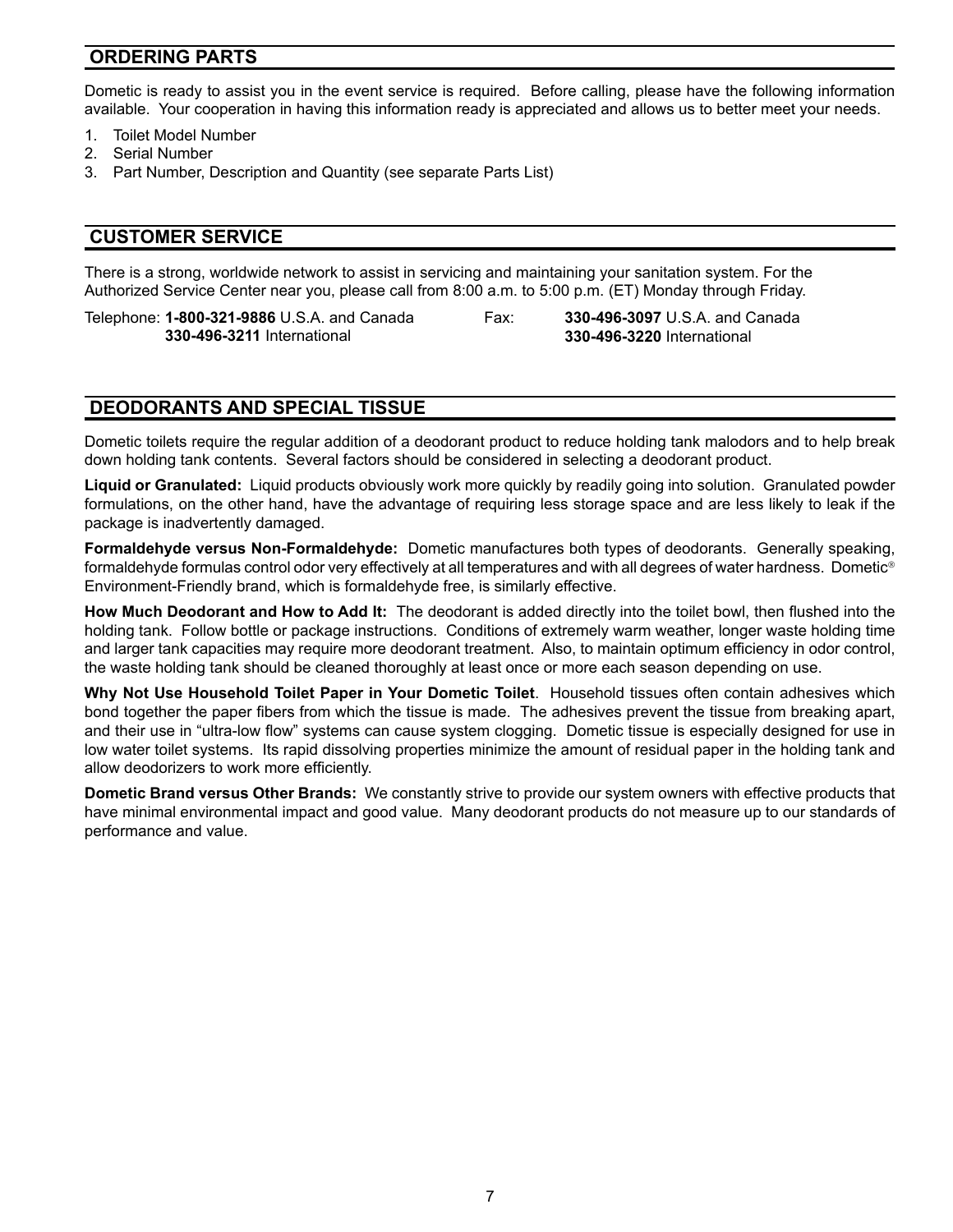## ORDERING PARTS

Dometic is ready to assist you in the event service is required. Before calling, please have the following information available. Your cooperation in having this information ready is appreciated and allows us to better meet your needs.

1. Toilet Model Number
2. Serial Number
3. Part Number, Description and Quantity (see separate Parts List)

## CUSTOMER SERVICE

There is a strong, worldwide network to assist in servicing and maintaining your sanitation system. For the Authorized Service Center near you, please call from 8:00 a.m. to 5:00 p.m. (ET) Monday through Friday.

Telephone: **1-800-321-9886** U.S.A. and Canada
**330-496-3211** International

Fax: **330-496-3097** U.S.A. and Canada
**330-496-3220** International

## DEODORANTS AND SPECIAL TISSUE

Dometic toilets require the regular addition of a deodorant product to reduce holding tank malodors and to help break down holding tank contents. Several factors should be considered in selecting a deodorant product.

**Liquid or Granulated:** Liquid products obviously work more quickly by readily going into solution. Granulated powder formulations, on the other hand, have the advantage of requiring less storage space and are less likely to leak if the package is inadvertently damaged.

**Formaldehyde versus Non-Formaldehyde:** Dometic manufactures both types of deodorants. Generally speaking, formaldehyde formulas control odor very effectively at all temperatures and with all degrees of water hardness. Dometic® Environment-Friendly brand, which is formaldehyde free, is similarly effective.

**How Much Deodorant and How to Add It:** The deodorant is added directly into the toilet bowl, then flushed into the holding tank. Follow bottle or package instructions. Conditions of extremely warm weather, longer waste holding time and larger tank capacities may require more deodorant treatment. Also, to maintain optimum efficiency in odor control, the waste holding tank should be cleaned thoroughly at least once or more each season depending on use.

**Why Not Use Household Toilet Paper in Your Dometic Toilet**. Household tissues often contain adhesives which bond together the paper fibers from which the tissue is made. The adhesives prevent the tissue from breaking apart, and their use in "ultra-low flow" systems can cause system clogging. Dometic tissue is especially designed for use in low water toilet systems. Its rapid dissolving properties minimize the amount of residual paper in the holding tank and allow deodorizers to work more efficiently.

**Dometic Brand versus Other Brands:** We constantly strive to provide our system owners with effective products that have minimal environmental impact and good value. Many deodorant products do not measure up to our standards of performance and value.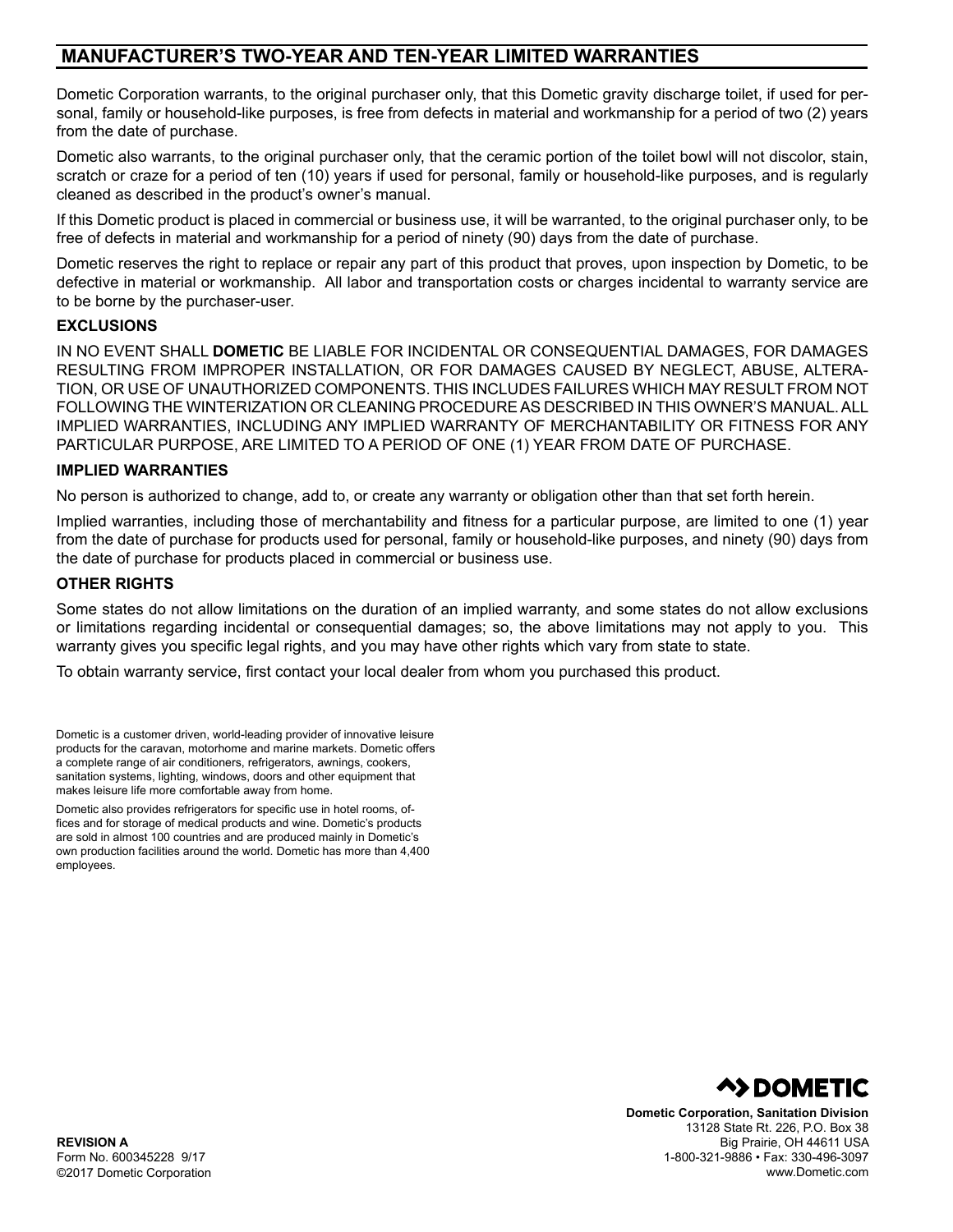## MANUFACTURER'S TWO-YEAR AND TEN-YEAR LIMITED WARRANTIES

Dometic Corporation warrants, to the original purchaser only, that this Dometic gravity discharge toilet, if used for personal, family or household-like purposes, is free from defects in material and workmanship for a period of two (2) years from the date of purchase.

Dometic also warrants, to the original purchaser only, that the ceramic portion of the toilet bowl will not discolor, stain, scratch or craze for a period of ten (10) years if used for personal, family or household-like purposes, and is regularly cleaned as described in the product's owner's manual.

If this Dometic product is placed in commercial or business use, it will be warranted, to the original purchaser only, to be free of defects in material and workmanship for a period of ninety (90) days from the date of purchase.

Dometic reserves the right to replace or repair any part of this product that proves, upon inspection by Dometic, to be defective in material or workmanship. All labor and transportation costs or charges incidental to warranty service are to be borne by the purchaser-user.

**EXCLUSIONS**

IN NO EVENT SHALL **DOMETIC** BE LIABLE FOR INCIDENTAL OR CONSEQUENTIAL DAMAGES, FOR DAMAGES RESULTING FROM IMPROPER INSTALLATION, OR FOR DAMAGES CAUSED BY NEGLECT, ABUSE, ALTERATION, OR USE OF UNAUTHORIZED COMPONENTS. THIS INCLUDES FAILURES WHICH MAY RESULT FROM NOT FOLLOWING THE WINTERIZATION OR CLEANING PROCEDURE AS DESCRIBED IN THIS OWNER'S MANUAL. ALL IMPLIED WARRANTIES, INCLUDING ANY IMPLIED WARRANTY OF MERCHANTABILITY OR FITNESS FOR ANY PARTICULAR PURPOSE, ARE LIMITED TO A PERIOD OF ONE (1) YEAR FROM DATE OF PURCHASE.

**IMPLIED WARRANTIES**

No person is authorized to change, add to, or create any warranty or obligation other than that set forth herein.

Implied warranties, including those of merchantability and fitness for a particular purpose, are limited to one (1) year from the date of purchase for products used for personal, family or household-like purposes, and ninety (90) days from the date of purchase for products placed in commercial or business use.

**OTHER RIGHTS**

Some states do not allow limitations on the duration of an implied warranty, and some states do not allow exclusions or limitations regarding incidental or consequential damages; so, the above limitations may not apply to you. This warranty gives you specific legal rights, and you may have other rights which vary from state to state.

To obtain warranty service, first contact your local dealer from whom you purchased this product.

Dometic is a customer driven, world-leading provider of innovative leisure products for the caravan, motorhome and marine markets. Dometic offers a complete range of air conditioners, refrigerators, awnings, cookers, sanitation systems, lighting, windows, doors and other equipment that makes leisure life more comfortable away from home.

Dometic also provides refrigerators for specific use in hotel rooms, offices and for storage of medical products and wine. Dometic's products are sold in almost 100 countries and are produced mainly in Dometic's own production facilities around the world. Dometic has more than 4,400 employees.

DOMETIC

**Dometic Corporation, Sanitation Division**
13128 State Rt. 226, P.O. Box 38
Big Prairie, OH 44611 USA
1-800-321-9886 • Fax: 330-496-3097
www.Dometic.com

**REVISION A**
Form No. 600345228 9/17
©2017 Dometic Corporation